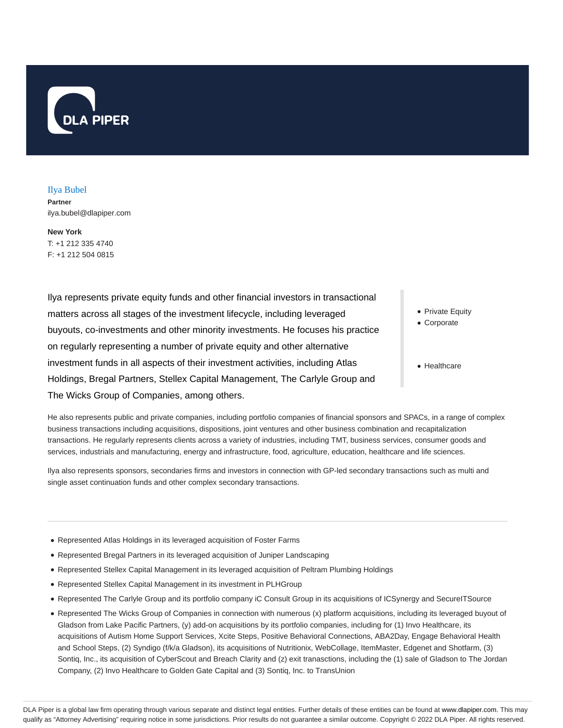DLA PIPER

# Ilya Bubel

**Partner**

ilya.bubel@dlapiper.com

**New York**

T: +1 212 335 4740

F: +1 212 504 0815

Ilya represents private equity funds and other financial investors in transactional matters across all stages of the investment lifecycle, including leveraged buyouts, co-investments and other minority investments. He focuses his practice on regularly representing a number of private equity and other alternative investment funds in all aspects of their investment activities, including Atlas Holdings, Bregal Partners, Stellex Capital Management, The Carlyle Group and The Wicks Group of Companies, among others.

- Private Equity
- Corporate

- Healthcare

He also represents public and private companies, including portfolio companies of financial sponsors and SPACs, in a range of complex business transactions including acquisitions, dispositions, joint ventures and other business combination and recapitalization transactions. He regularly represents clients across a variety of industries, including TMT, business services, consumer goods and services, industrials and manufacturing, energy and infrastructure, food, agriculture, education, healthcare and life sciences.

Ilya also represents sponsors, secondaries firms and investors in connection with GP-led secondary transactions such as multi and single asset continuation funds and other complex secondary transactions.

---

- Represented Atlas Holdings in its leveraged acquisition of Foster Farms
- Represented Bregal Partners in its leveraged acquisition of Juniper Landscaping
- Represented Stellex Capital Management in its leveraged acquisition of Peltram Plumbing Holdings
- Represented Stellex Capital Management in its investment in PLHGroup
- Represented The Carlyle Group and its portfolio company iC Consult Group in its acquisitions of ICSynergy and SecureITSource
- Represented The Wicks Group of Companies in connection with numerous (x) platform acquisitions, including its leveraged buyout of Gladson from Lake Pacific Partners, (y) add-on acquisitions by its portfolio companies, including for (1) Invo Healthcare, its acquisitions of Autism Home Support Services, Xcite Steps, Positive Behavioral Connections, ABA2Day, Engage Behavioral Health and School Steps, (2) Syndigo (f/k/a Gladson), its acquisitions of Nutritionix, WebCollage, ItemMaster, Edgenet and Shotfarm, (3) Sontiq, Inc., its acquisition of CyberScout and Breach Clarity and (z) exit transactions, including the (1) sale of Gladson to The Jordan Company, (2) Invo Healthcare to Golden Gate Capital and (3) Sontiq, Inc. to TransUnion

DLA Piper is a global law firm operating through various separate and distinct legal entities. Further details of these entities can be found at www.dlapiper.com. This may qualify as "Attorney Advertising" requiring notice in some jurisdictions. Prior results do not guarantee a similar outcome. Copyright © 2022 DLA Piper. All rights reserved.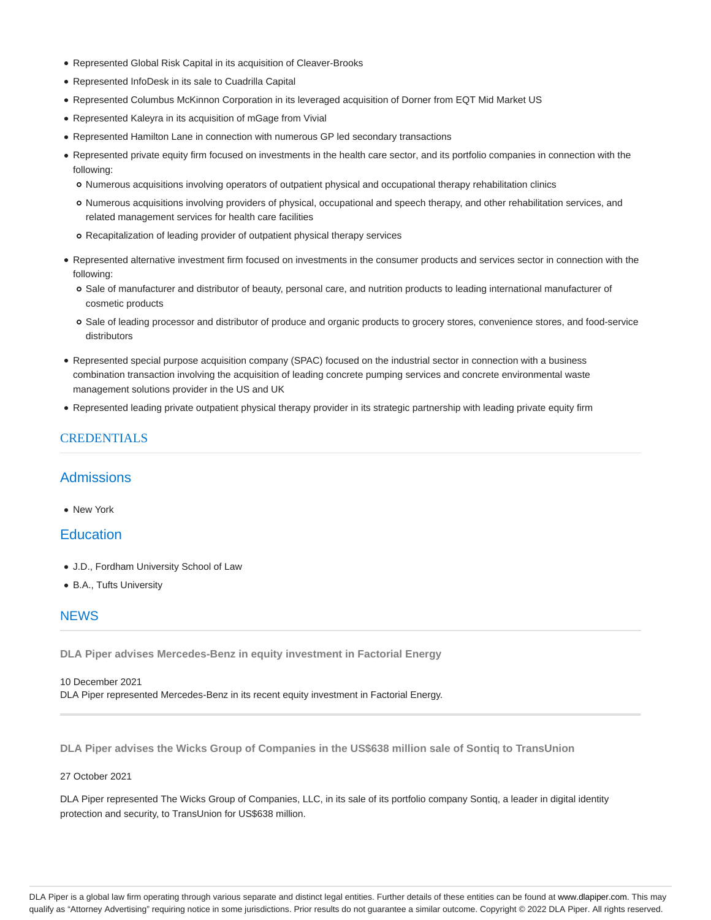- Represented Global Risk Capital in its acquisition of Cleaver-Brooks
- Represented InfoDesk in its sale to Cuadrilla Capital
- Represented Columbus McKinnon Corporation in its leveraged acquisition of Dorner from EQT Mid Market US
- Represented Kaleyra in its acquisition of mGage from Vivial
- Represented Hamilton Lane in connection with numerous GP led secondary transactions
- Represented private equity firm focused on investments in the health care sector, and its portfolio companies in connection with the following:
  - Numerous acquisitions involving operators of outpatient physical and occupational therapy rehabilitation clinics
  - Numerous acquisitions involving providers of physical, occupational and speech therapy, and other rehabilitation services, and related management services for health care facilities
  - Recapitalization of leading provider of outpatient physical therapy services
- Represented alternative investment firm focused on investments in the consumer products and services sector in connection with the following:
  - Sale of manufacturer and distributor of beauty, personal care, and nutrition products to leading international manufacturer of cosmetic products
  - Sale of leading processor and distributor of produce and organic products to grocery stores, convenience stores, and food-service distributors
- Represented special purpose acquisition company (SPAC) focused on the industrial sector in connection with a business combination transaction involving the acquisition of leading concrete pumping services and concrete environmental waste management solutions provider in the US and UK
- Represented leading private outpatient physical therapy provider in its strategic partnership with leading private equity firm

## CREDENTIALS

### Admissions

- New York

### Education

- J.D., Fordham University School of Law
- B.A., Tufts University

## NEWS

**DLA Piper advises Mercedes-Benz in equity investment in Factorial Energy**

10 December 2021
DLA Piper represented Mercedes-Benz in its recent equity investment in Factorial Energy.

**DLA Piper advises the Wicks Group of Companies in the US$638 million sale of Sontiq to TransUnion**

27 October 2021

DLA Piper represented The Wicks Group of Companies, LLC, in its sale of its portfolio company Sontiq, a leader in digital identity protection and security, to TransUnion for US$638 million.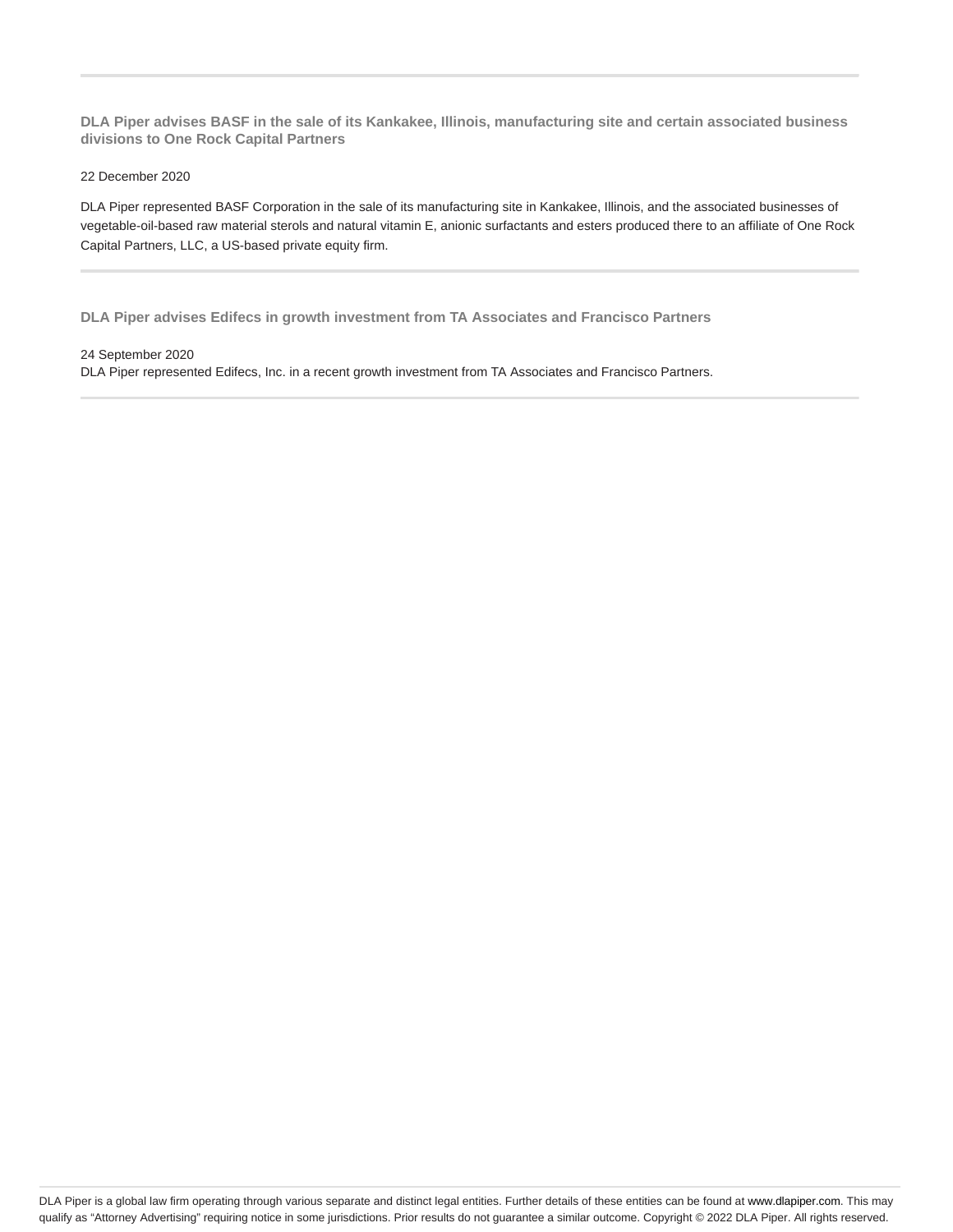### DLA Piper advises BASF in the sale of its Kankakee, Illinois, manufacturing site and certain associated business divisions to One Rock Capital Partners

22 December 2020

DLA Piper represented BASF Corporation in the sale of its manufacturing site in Kankakee, Illinois, and the associated businesses of vegetable-oil-based raw material sterols and natural vitamin E, anionic surfactants and esters produced there to an affiliate of One Rock Capital Partners, LLC, a US-based private equity firm.

---

### DLA Piper advises Edifecs in growth investment from TA Associates and Francisco Partners

24 September 2020

DLA Piper represented Edifecs, Inc. in a recent growth investment from TA Associates and Francisco Partners.

---

DLA Piper is a global law firm operating through various separate and distinct legal entities. Further details of these entities can be found at www.dlapiper.com. This may qualify as “Attorney Advertising” requiring notice in some jurisdictions. Prior results do not guarantee a similar outcome. Copyright © 2022 DLA Piper. All rights reserved.